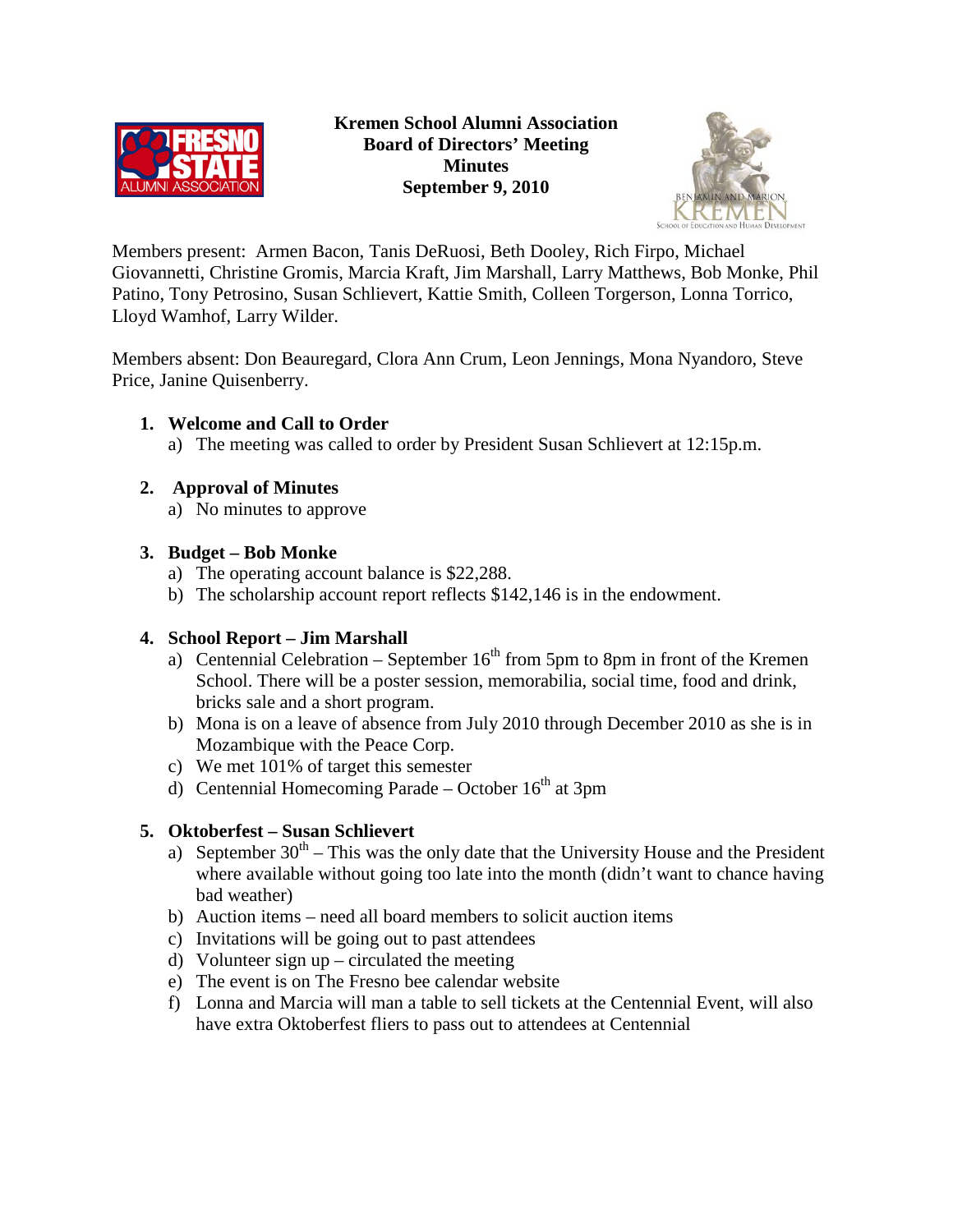**Kremen School Alumni Association**
**Board of Directors' Meeting**
**Minutes**
**September 9, 2010**

Members present: Armen Bacon, Tanis DeRuosi, Beth Dooley, Rich Firpo, Michael Giovannetti, Christine Gromis, Marcia Kraft, Jim Marshall, Larry Matthews, Bob Monke, Phil Patino, Tony Petrosino, Susan Schlievert, Kattie Smith, Colleen Torgerson, Lonna Torrico, Lloyd Wamhof, Larry Wilder.

Members absent: Don Beauregard, Clora Ann Crum, Leon Jennings, Mona Nyandoro, Steve Price, Janine Quisenberry.

1. **Welcome and Call to Order**
   a) The meeting was called to order by President Susan Schlievert at 12:15p.m.

2. **Approval of Minutes**
   a) No minutes to approve

3. **Budget – Bob Monke**
   a) The operating account balance is $22,288.
   b) The scholarship account report reflects $142,146 is in the endowment.

4. **School Report – Jim Marshall**
   a) Centennial Celebration – September 16th from 5pm to 8pm in front of the Kremen School. There will be a poster session, memorabilia, social time, food and drink, bricks sale and a short program.
   b) Mona is on a leave of absence from July 2010 through December 2010 as she is in Mozambique with the Peace Corp.
   c) We met 101% of target this semester
   d) Centennial Homecoming Parade – October 16th at 3pm

5. **Oktoberfest – Susan Schlievert**
   a) September 30th – This was the only date that the University House and the President where available without going too late into the month (didn't want to chance having bad weather)
   b) Auction items – need all board members to solicit auction items
   c) Invitations will be going out to past attendees
   d) Volunteer sign up – circulated the meeting
   e) The event is on The Fresno bee calendar website
   f) Lonna and Marcia will man a table to sell tickets at the Centennial Event, will also have extra Oktoberfest fliers to pass out to attendees at Centennial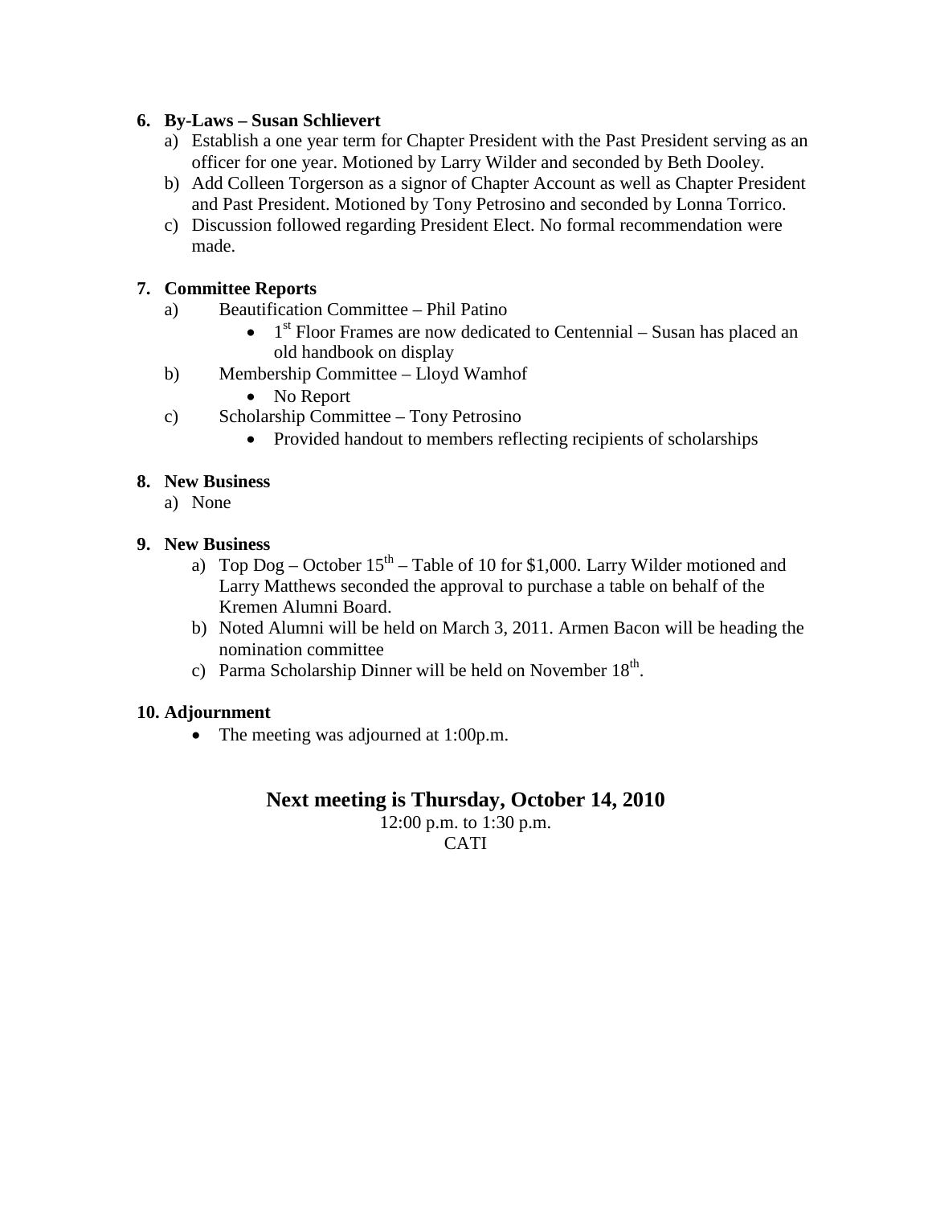**6. By-Laws – Susan Schlievert**

a) Establish a one year term for Chapter President with the Past President serving as an officer for one year. Motioned by Larry Wilder and seconded by Beth Dooley.
b) Add Colleen Torgerson as a signor of Chapter Account as well as Chapter President and Past President. Motioned by Tony Petrosino and seconded by Lonna Torrico.
c) Discussion followed regarding President Elect. No formal recommendation were made.

**7. Committee Reports**

a) Beautification Committee – Phil Patino
   - 1st Floor Frames are now dedicated to Centennial – Susan has placed an old handbook on display

b) Membership Committee – Lloyd Wamhof
   - No Report

c) Scholarship Committee – Tony Petrosino
   - Provided handout to members reflecting recipients of scholarships

**8. New Business**

a) None

**9. New Business**

a) Top Dog – October 15th – Table of 10 for $1,000. Larry Wilder motioned and Larry Matthews seconded the approval to purchase a table on behalf of the Kremen Alumni Board.
b) Noted Alumni will be held on March 3, 2011. Armen Bacon will be heading the nomination committee
c) Parma Scholarship Dinner will be held on November 18th.

**10. Adjournment**

- The meeting was adjourned at 1:00p.m.

**Next meeting is Thursday, October 14, 2010**

12:00 p.m. to 1:30 p.m.

CATI